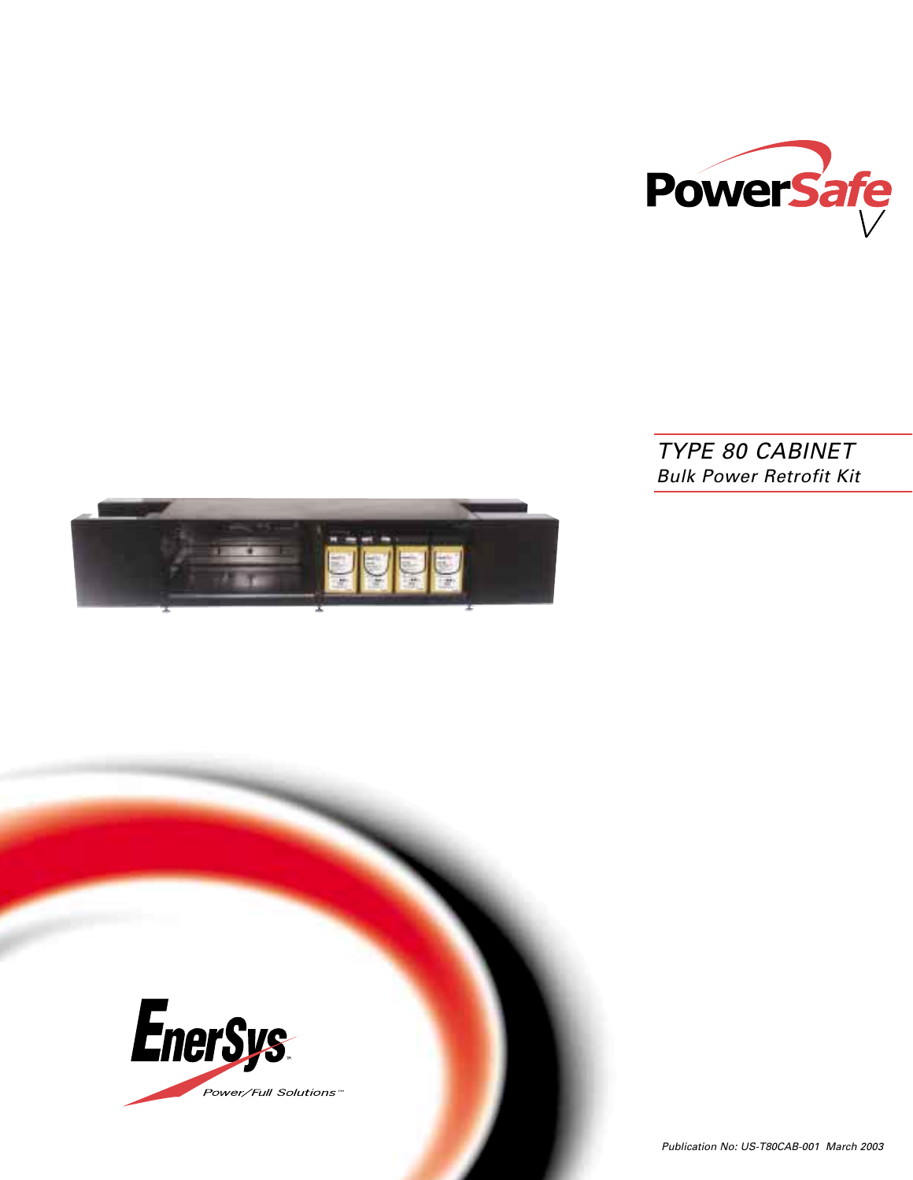PowerSafe V

# TYPE 80 CABINET

## *Bulk Power Retrofit Kit*

EnerSys

*Power/Full Solutions™*

*Publication No: US-T80CAB-001 March 2003*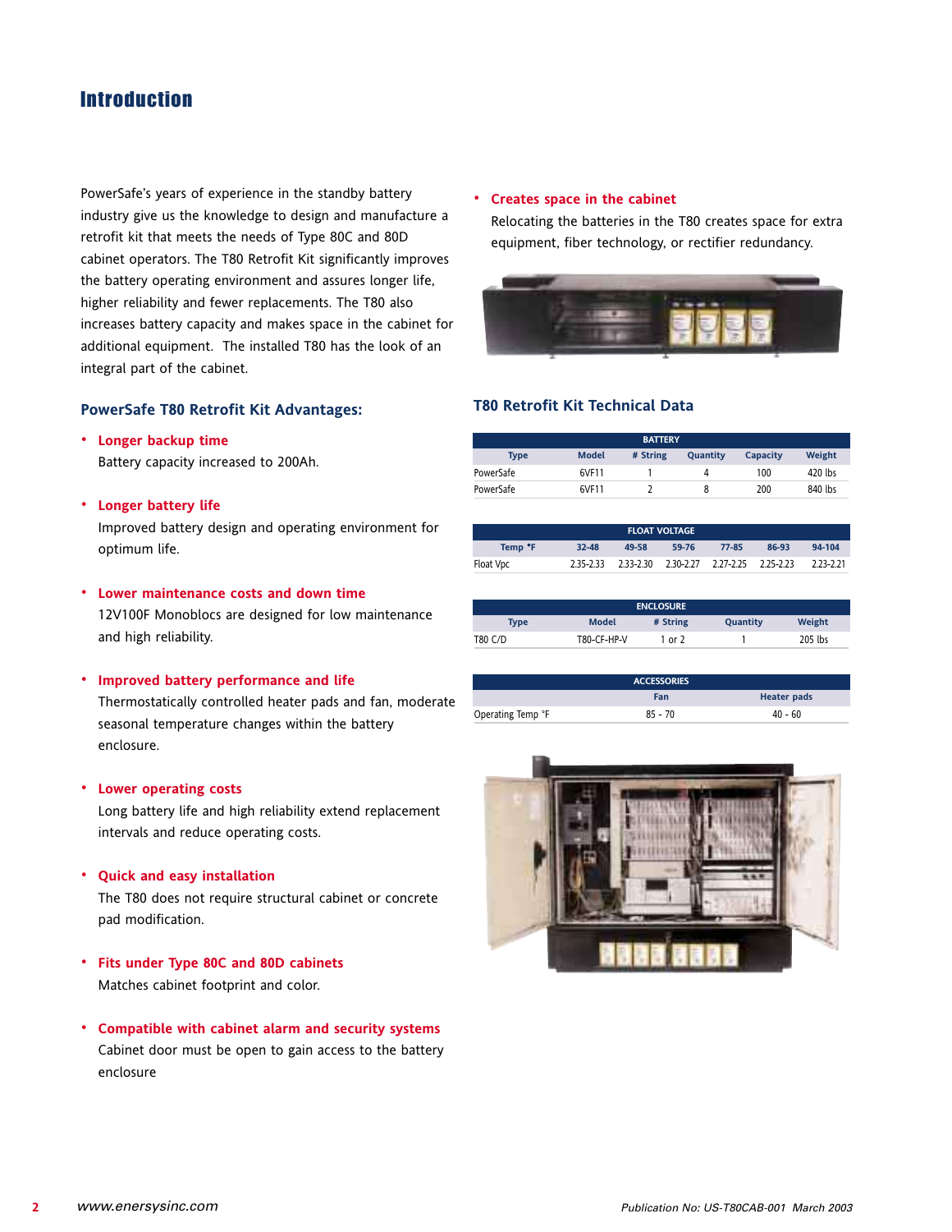# Introduction

PowerSafe's years of experience in the standby battery industry give us the knowledge to design and manufacture a retrofit kit that meets the needs of Type 80C and 80D cabinet operators. The T80 Retrofit Kit significantly improves the battery operating environment and assures longer life, higher reliability and fewer replacements. The T80 also increases battery capacity and makes space in the cabinet for additional equipment. The installed T80 has the look of an integral part of the cabinet.

### PowerSafe T80 Retrofit Kit Advantages:

- **Longer backup time**
  Battery capacity increased to 200Ah.

- **Longer battery life**
  Improved battery design and operating environment for optimum life.

- **Lower maintenance costs and down time**
  12V100F Monoblocs are designed for low maintenance and high reliability.

- **Improved battery performance and life**
  Thermostatically controlled heater pads and fan, moderate seasonal temperature changes within the battery enclosure.

- **Lower operating costs**
  Long battery life and high reliability extend replacement intervals and reduce operating costs.

- **Quick and easy installation**
  The T80 does not require structural cabinet or concrete pad modification.

- **Fits under Type 80C and 80D cabinets**
  Matches cabinet footprint and color.

- **Compatible with cabinet alarm and security systems**
  Cabinet door must be open to gain access to the battery enclosure

- **Creates space in the cabinet**
  Relocating the batteries in the T80 creates space for extra equipment, fiber technology, or rectifier redundancy.

### T80 Retrofit Kit Technical Data

| BATTERY | | | | | |
|---|---|---|---|---|---|
| Type | Model | # String | Quantity | Capacity | Weight |
| PowerSafe | 6VF11 | 1 | 4 | 100 | 420 lbs |
| PowerSafe | 6VF11 | 2 | 8 | 200 | 840 lbs |

| FLOAT VOLTAGE | | | | | | |
|---|---|---|---|---|---|---|
| Temp °F | 32-48 | 49-58 | 59-76 | 77-85 | 86-93 | 94-104 |
| Float Vpc | 2.35-2.33 | 2.33-2.30 | 2.30-2.27 | 2.27-2.25 | 2.25-2.23 | 2.23-2.21 |

| ENCLOSURE | | | | |
|---|---|---|---|---|
| Type | Model | # String | Quantity | Weight |
| T80 C/D | T80-CF-HP-V | 1 or 2 | 1 | 205 lbs |

| ACCESSORIES | | |
|---|---|---|
| | Fan | Heater pads |
| Operating Temp °F | 85 - 70 | 40 - 60 |

*www.enersysinc.com* *Publication No: US-T80CAB-001 March 2003*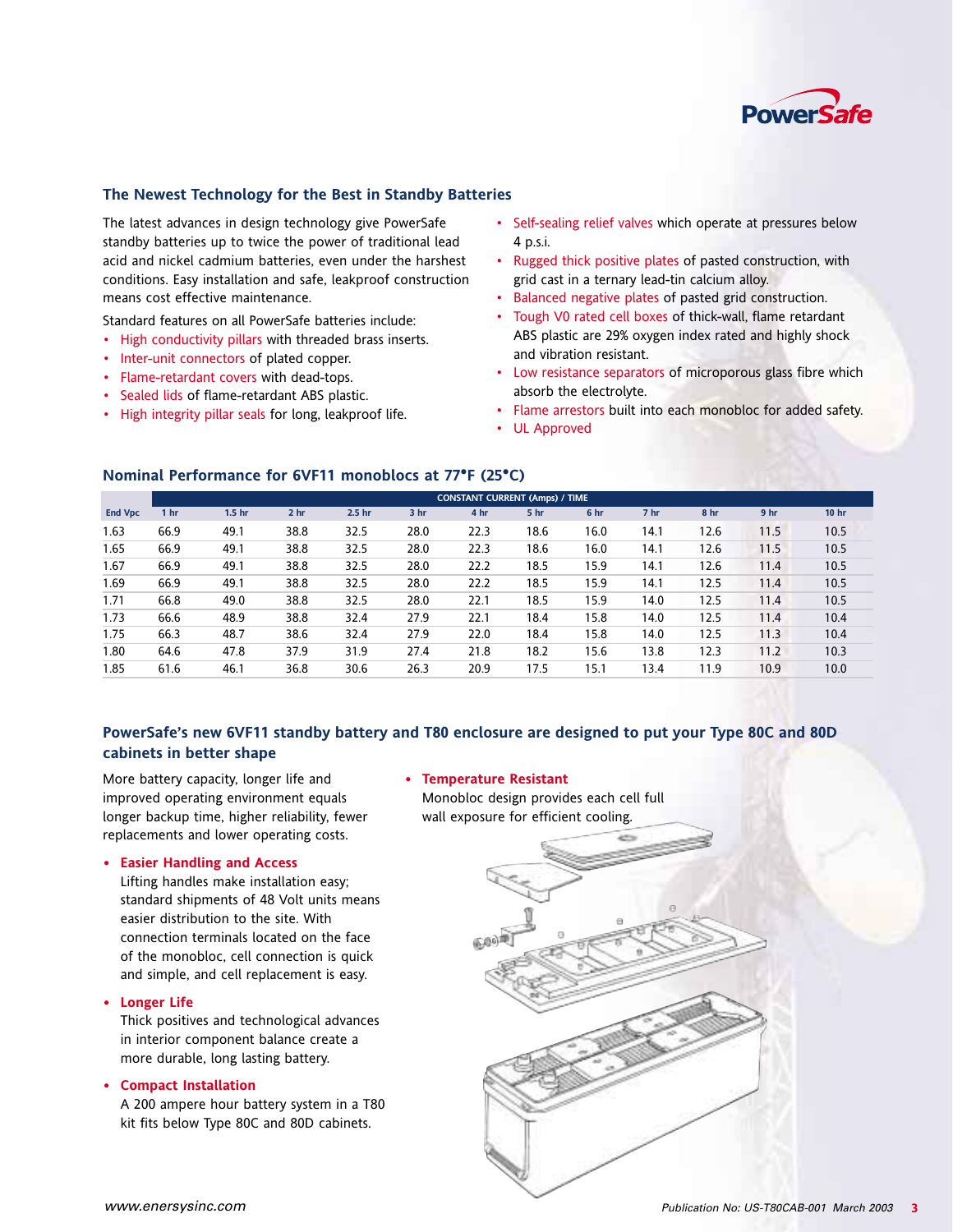## The Newest Technology for the Best in Standby Batteries

The latest advances in design technology give PowerSafe standby batteries up to twice the power of traditional lead acid and nickel cadmium batteries, even under the harshest conditions. Easy installation and safe, leakproof construction means cost effective maintenance.

Standard features on all PowerSafe batteries include:

- High conductivity pillars with threaded brass inserts.
- Inter-unit connectors of plated copper.
- Flame-retardant covers with dead-tops.
- Sealed lids of flame-retardant ABS plastic.
- High integrity pillar seals for long, leakproof life.
- Self-sealing relief valves which operate at pressures below 4 p.s.i.
- Rugged thick positive plates of pasted construction, with grid cast in a ternary lead-tin calcium alloy.
- Balanced negative plates of pasted grid construction.
- Tough V0 rated cell boxes of thick-wall, flame retardant ABS plastic are 29% oxygen index rated and highly shock and vibration resistant.
- Low resistance separators of microporous glass fibre which absorb the electrolyte.
- Flame arrestors built into each monobloc for added safety.
- UL Approved

## Nominal Performance for 6VF11 monoblocs at 77°F (25°C)

| | CONSTANT CURRENT (Amps) / TIME | | | | | | | | | | |
|---|---|---|---|---|---|---|---|---|---|---|---|
| End Vpc | 1 hr | 1.5 hr | 2 hr | 2.5 hr | 3 hr | 4 hr | 5 hr | 6 hr | 7 hr | 8 hr | 9 hr | 10 hr |
| 1.63 | 66.9 | 49.1 | 38.8 | 32.5 | 28.0 | 22.3 | 18.6 | 16.0 | 14.1 | 12.6 | 11.5 | 10.5 |
| 1.65 | 66.9 | 49.1 | 38.8 | 32.5 | 28.0 | 22.3 | 18.6 | 16.0 | 14.1 | 12.6 | 11.5 | 10.5 |
| 1.67 | 66.9 | 49.1 | 38.8 | 32.5 | 28.0 | 22.2 | 18.5 | 15.9 | 14.1 | 12.6 | 11.4 | 10.5 |
| 1.69 | 66.9 | 49.1 | 38.8 | 32.5 | 28.0 | 22.2 | 18.5 | 15.9 | 14.1 | 12.5 | 11.4 | 10.5 |
| 1.71 | 66.8 | 49.0 | 38.8 | 32.5 | 28.0 | 22.1 | 18.5 | 15.9 | 14.0 | 12.5 | 11.4 | 10.5 |
| 1.73 | 66.6 | 48.9 | 38.8 | 32.4 | 27.9 | 22.1 | 18.4 | 15.8 | 14.0 | 12.5 | 11.4 | 10.4 |
| 1.75 | 66.3 | 48.7 | 38.6 | 32.4 | 27.9 | 22.0 | 18.4 | 15.8 | 14.0 | 12.5 | 11.3 | 10.4 |
| 1.80 | 64.6 | 47.8 | 37.9 | 31.9 | 27.4 | 21.8 | 18.2 | 15.6 | 13.8 | 12.3 | 11.2 | 10.3 |
| 1.85 | 61.6 | 46.1 | 36.8 | 30.6 | 26.3 | 20.9 | 17.5 | 15.1 | 13.4 | 11.9 | 10.9 | 10.0 |

## PowerSafe's new 6VF11 standby battery and T80 enclosure are designed to put your Type 80C and 80D cabinets in better shape

More battery capacity, longer life and improved operating environment equals longer backup time, higher reliability, fewer replacements and lower operating costs.

- **Easier Handling and Access**
  Lifting handles make installation easy; standard shipments of 48 Volt units means easier distribution to the site. With connection terminals located on the face of the monobloc, cell connection is quick and simple, and cell replacement is easy.
- **Longer Life**
  Thick positives and technological advances in interior component balance create a more durable, long lasting battery.
- **Compact Installation**
  A 200 ampere hour battery system in a T80 kit fits below Type 80C and 80D cabinets.
- **Temperature Resistant**
  Monobloc design provides each cell full wall exposure for efficient cooling.

www.enersysinc.com

Publication No: US-T80CAB-001 March 2003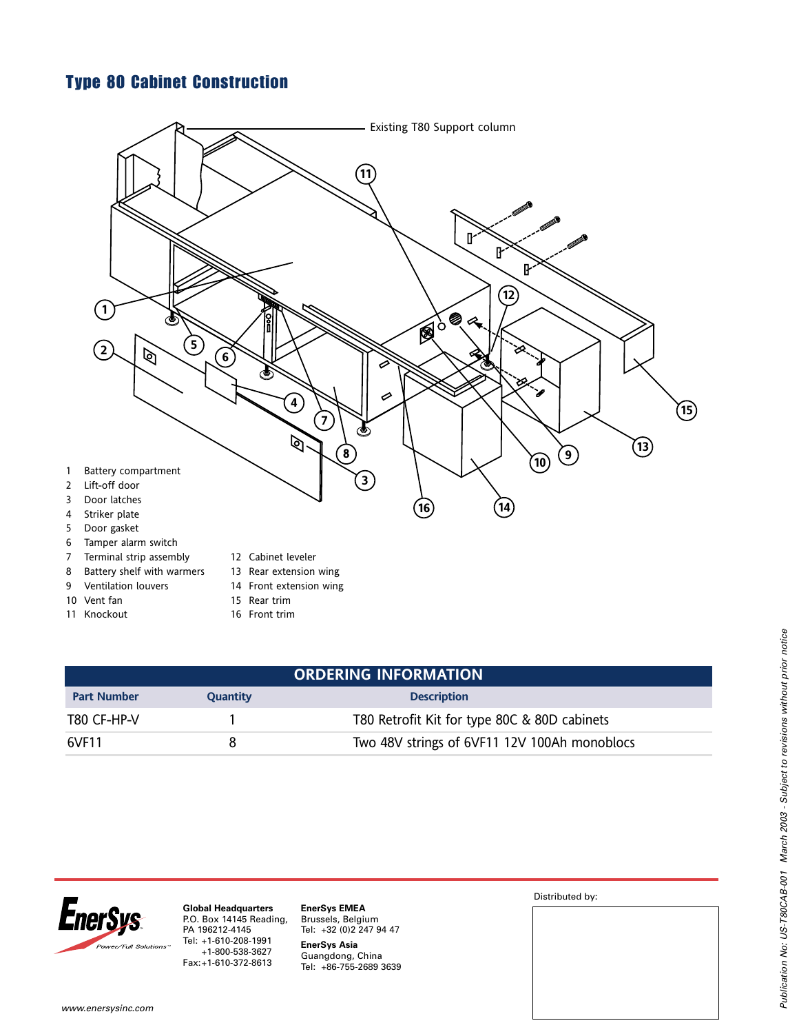## Type 80 Cabinet Construction

Existing T80 Support column

1 Battery compartment
2 Lift-off door
3 Door latches
4 Striker plate
5 Door gasket
6 Tamper alarm switch
7 Terminal strip assembly
8 Battery shelf with warmers
9 Ventilation louvers
10 Vent fan
11 Knockout
12 Cabinet leveler
13 Rear extension wing
14 Front extension wing
15 Rear trim
16 Front trim

| ORDERING INFORMATION | | |
|---|---|---|
| **Part Number** | **Quantity** | **Description** |
| T80 CF-HP-V | 1 | T80 Retrofit Kit for type 80C & 80D cabinets |
| 6VF11 | 8 | Two 48V strings of 6VF11 12V 100Ah monoblocs |

EnerSys
Power/Full Solutions™

**Global Headquarters**
P.O. Box 14145 Reading,
PA 196212-4145
Tel: +1-610-208-1991
+1-800-538-3627
Fax:+1-610-372-8613

**EnerSys EMEA**
Brussels, Belgium
Tel: +32 (0)2 247 94 47

**EnerSys Asia**
Guangdong, China
Tel: +86-755-2689 3639

Distributed by:

www.enersysinc.com

*Publication No: US-T80CAB-001 March 2003 - Subject to revisions without prior notice*